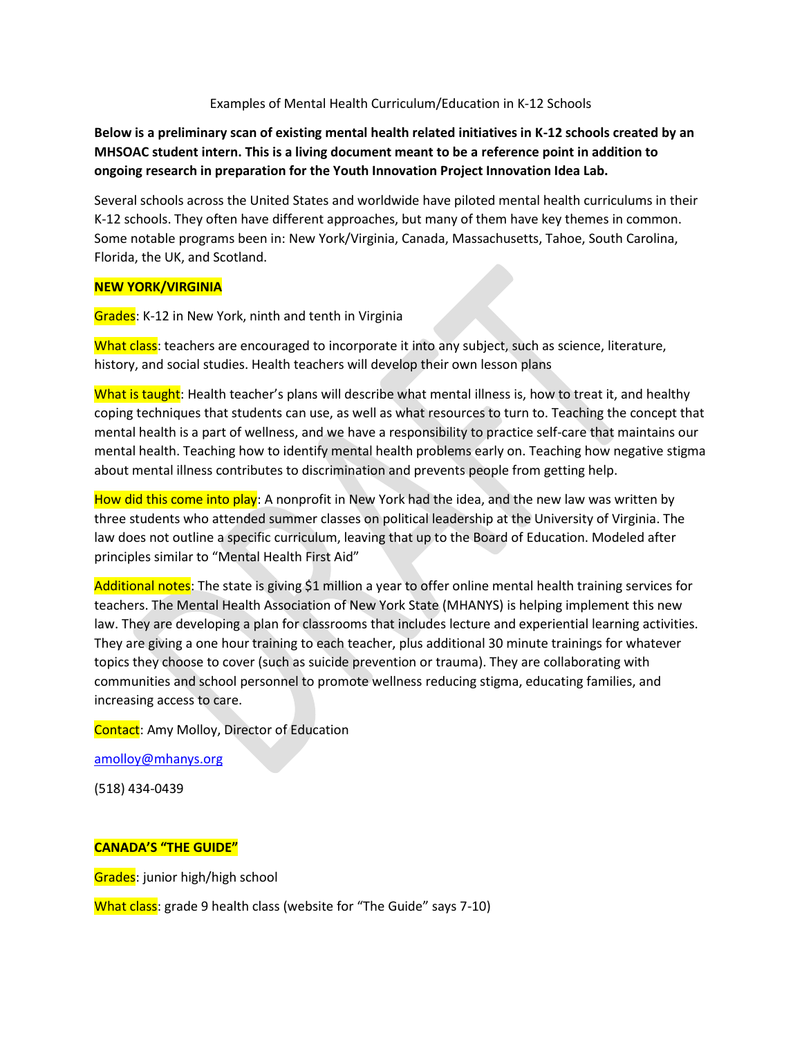Examples of Mental Health Curriculum/Education in K-12 Schools

**Below is a preliminary scan of existing mental health related initiatives in K-12 schools created by an MHSOAC student intern. This is a living document meant to be a reference point in addition to ongoing research in preparation for the Youth Innovation Project Innovation Idea Lab.**

Several schools across the United States and worldwide have piloted mental health curriculums in their K-12 schools. They often have different approaches, but many of them have key themes in common. Some notable programs been in: New York/Virginia, Canada, Massachusetts, Tahoe, South Carolina, Florida, the UK, and Scotland.

## NEW YORK/VIRGINIA

Grades: K-12 in New York, ninth and tenth in Virginia

What class: teachers are encouraged to incorporate it into any subject, such as science, literature, history, and social studies. Health teachers will develop their own lesson plans

What is taught: Health teacher's plans will describe what mental illness is, how to treat it, and healthy coping techniques that students can use, as well as what resources to turn to. Teaching the concept that mental health is a part of wellness, and we have a responsibility to practice self-care that maintains our mental health. Teaching how to identify mental health problems early on. Teaching how negative stigma about mental illness contributes to discrimination and prevents people from getting help.

How did this come into play: A nonprofit in New York had the idea, and the new law was written by three students who attended summer classes on political leadership at the University of Virginia. The law does not outline a specific curriculum, leaving that up to the Board of Education. Modeled after principles similar to "Mental Health First Aid"

Additional notes: The state is giving $1 million a year to offer online mental health training services for teachers. The Mental Health Association of New York State (MHANYS) is helping implement this new law. They are developing a plan for classrooms that includes lecture and experiential learning activities. They are giving a one hour training to each teacher, plus additional 30 minute trainings for whatever topics they choose to cover (such as suicide prevention or trauma). They are collaborating with communities and school personnel to promote wellness reducing stigma, educating families, and increasing access to care.

Contact: Amy Molloy, Director of Education

amolloy@mhanys.org

(518) 434-0439

## CANADA'S "THE GUIDE"

Grades: junior high/high school

What class: grade 9 health class (website for "The Guide" says 7-10)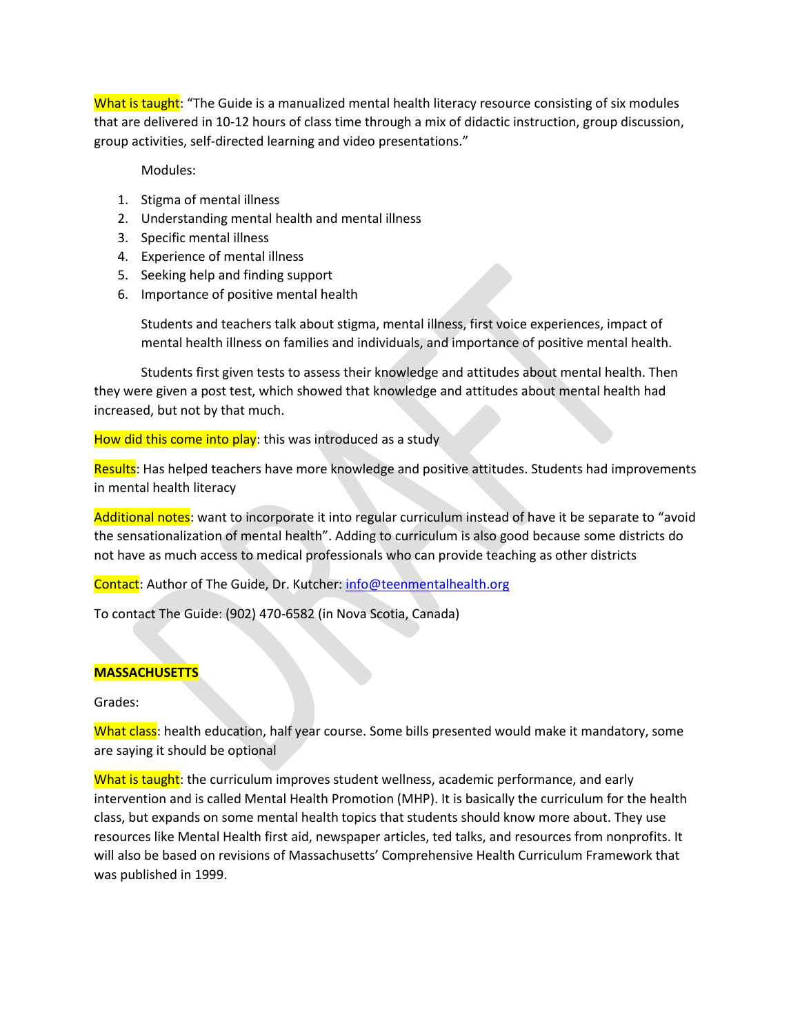What is taught: "The Guide is a manualized mental health literacy resource consisting of six modules that are delivered in 10-12 hours of class time through a mix of didactic instruction, group discussion, group activities, self-directed learning and video presentations."

Modules:

1. Stigma of mental illness
2. Understanding mental health and mental illness
3. Specific mental illness
4. Experience of mental illness
5. Seeking help and finding support
6. Importance of positive mental health

Students and teachers talk about stigma, mental illness, first voice experiences, impact of mental health illness on families and individuals, and importance of positive mental health.

Students first given tests to assess their knowledge and attitudes about mental health. Then they were given a post test, which showed that knowledge and attitudes about mental health had increased, but not by that much.

How did this come into play: this was introduced as a study

Results: Has helped teachers have more knowledge and positive attitudes. Students had improvements in mental health literacy

Additional notes: want to incorporate it into regular curriculum instead of have it be separate to "avoid the sensationalization of mental health". Adding to curriculum is also good because some districts do not have as much access to medical professionals who can provide teaching as other districts

Contact: Author of The Guide, Dr. Kutcher: [info@teenmentalhealth.org](mailto:info@teenmentalhealth.org)

To contact The Guide: (902) 470-6582 (in Nova Scotia, Canada)

**MASSACHUSETTS**

Grades:

What class: health education, half year course. Some bills presented would make it mandatory, some are saying it should be optional

What is taught: the curriculum improves student wellness, academic performance, and early intervention and is called Mental Health Promotion (MHP). It is basically the curriculum for the health class, but expands on some mental health topics that students should know more about. They use resources like Mental Health first aid, newspaper articles, ted talks, and resources from nonprofits. It will also be based on revisions of Massachusetts' Comprehensive Health Curriculum Framework that was published in 1999.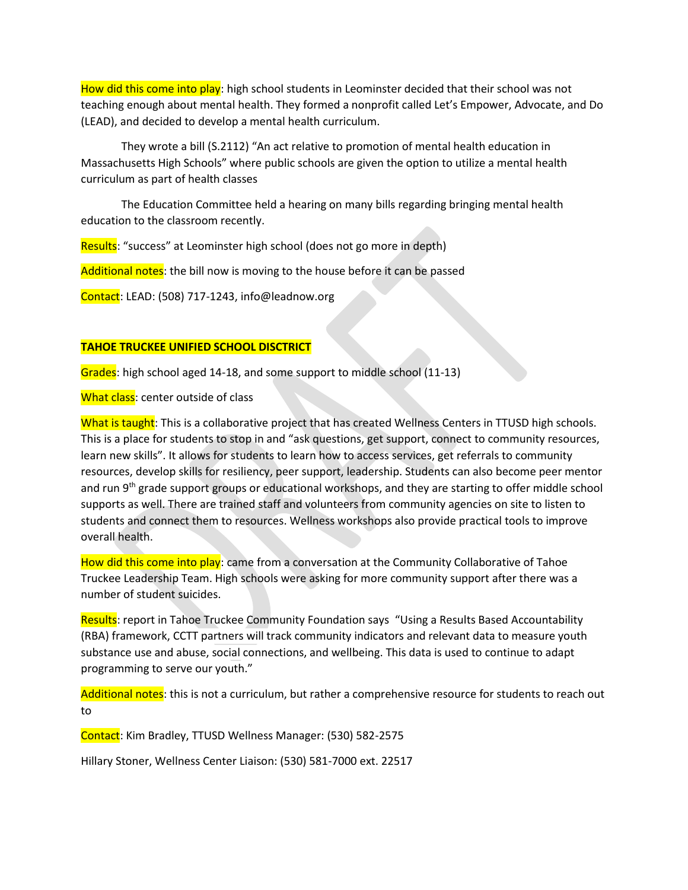How did this come into play: high school students in Leominster decided that their school was not teaching enough about mental health. They formed a nonprofit called Let's Empower, Advocate, and Do (LEAD), and decided to develop a mental health curriculum.

They wrote a bill (S.2112) "An act relative to promotion of mental health education in Massachusetts High Schools" where public schools are given the option to utilize a mental health curriculum as part of health classes

The Education Committee held a hearing on many bills regarding bringing mental health education to the classroom recently.

Results: "success" at Leominster high school (does not go more in depth)

Additional notes: the bill now is moving to the house before it can be passed

Contact: LEAD: (508) 717-1243, info@leadnow.org

**TAHOE TRUCKEE UNIFIED SCHOOL DISCTRICT**

Grades: high school aged 14-18, and some support to middle school (11-13)

What class: center outside of class

What is taught: This is a collaborative project that has created Wellness Centers in TTUSD high schools. This is a place for students to stop in and "ask questions, get support, connect to community resources, learn new skills". It allows for students to learn how to access services, get referrals to community resources, develop skills for resiliency, peer support, leadership. Students can also become peer mentor and run 9th grade support groups or educational workshops, and they are starting to offer middle school supports as well. There are trained staff and volunteers from community agencies on site to listen to students and connect them to resources. Wellness workshops also provide practical tools to improve overall health.

How did this come into play: came from a conversation at the Community Collaborative of Tahoe Truckee Leadership Team. High schools were asking for more community support after there was a number of student suicides.

Results: report in Tahoe Truckee Community Foundation says "Using a Results Based Accountability (RBA) framework, CCTT partners will track community indicators and relevant data to measure youth substance use and abuse, social connections, and wellbeing. This data is used to continue to adapt programming to serve our youth."

Additional notes: this is not a curriculum, but rather a comprehensive resource for students to reach out to

Contact: Kim Bradley, TTUSD Wellness Manager: (530) 582-2575

Hillary Stoner, Wellness Center Liaison: (530) 581-7000 ext. 22517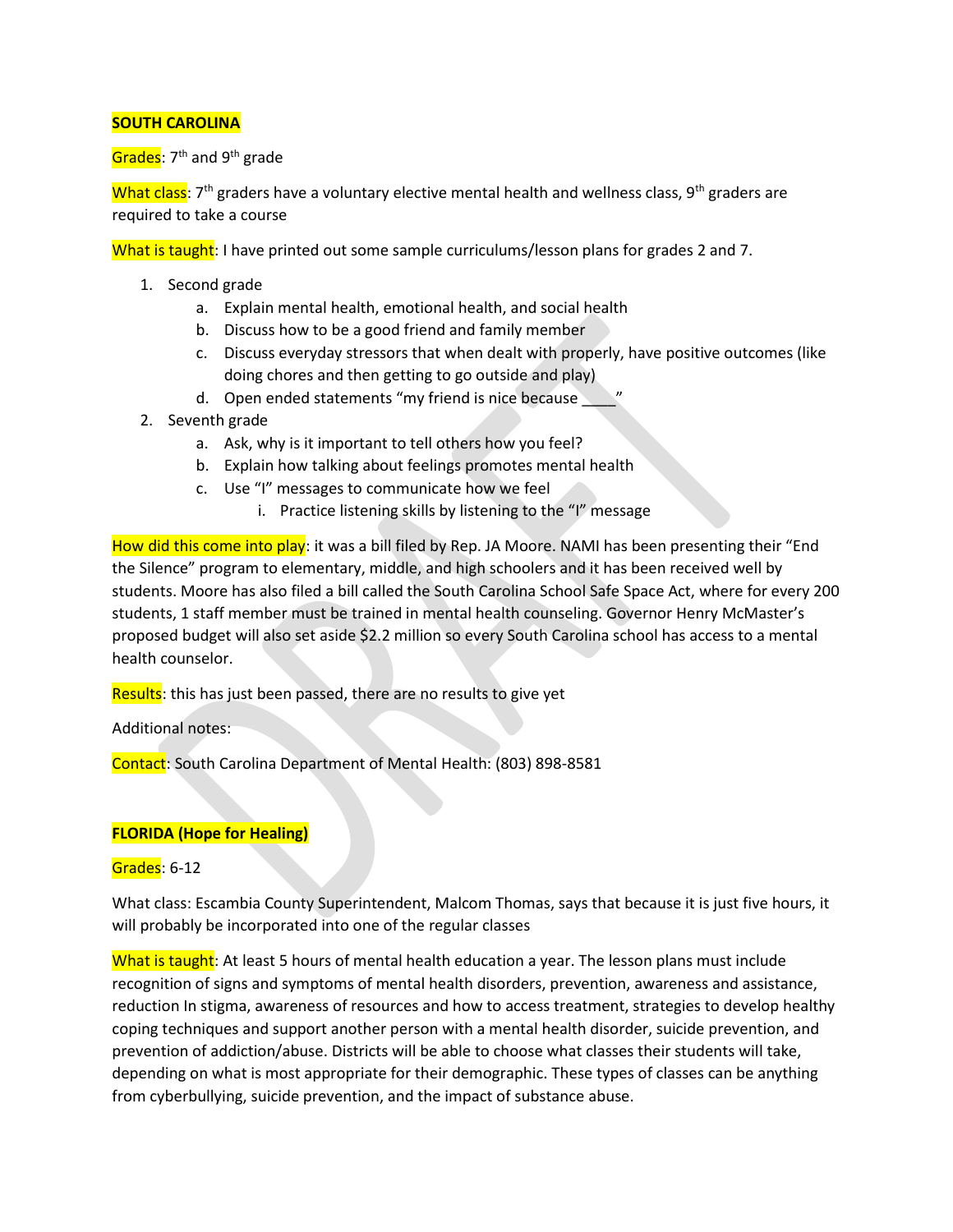**SOUTH CAROLINA**

Grades: 7th and 9th grade

What class: 7th graders have a voluntary elective mental health and wellness class, 9th graders are required to take a course

What is taught: I have printed out some sample curriculums/lesson plans for grades 2 and 7.

1. Second grade
   a. Explain mental health, emotional health, and social health
   b. Discuss how to be a good friend and family member
   c. Discuss everyday stressors that when dealt with properly, have positive outcomes (like doing chores and then getting to go outside and play)
   d. Open ended statements "my friend is nice because ____"
2. Seventh grade
   a. Ask, why is it important to tell others how you feel?
   b. Explain how talking about feelings promotes mental health
   c. Use "I" messages to communicate how we feel
      i. Practice listening skills by listening to the "I" message

How did this come into play: it was a bill filed by Rep. JA Moore. NAMI has been presenting their "End the Silence" program to elementary, middle, and high schoolers and it has been received well by students. Moore has also filed a bill called the South Carolina School Safe Space Act, where for every 200 students, 1 staff member must be trained in mental health counseling. Governor Henry McMaster's proposed budget will also set aside $2.2 million so every South Carolina school has access to a mental health counselor.

Results: this has just been passed, there are no results to give yet

Additional notes:

Contact: South Carolina Department of Mental Health: (803) 898-8581

**FLORIDA (Hope for Healing)**

Grades: 6-12

What class: Escambia County Superintendent, Malcom Thomas, says that because it is just five hours, it will probably be incorporated into one of the regular classes

What is taught: At least 5 hours of mental health education a year. The lesson plans must include recognition of signs and symptoms of mental health disorders, prevention, awareness and assistance, reduction In stigma, awareness of resources and how to access treatment, strategies to develop healthy coping techniques and support another person with a mental health disorder, suicide prevention, and prevention of addiction/abuse. Districts will be able to choose what classes their students will take, depending on what is most appropriate for their demographic. These types of classes can be anything from cyberbullying, suicide prevention, and the impact of substance abuse.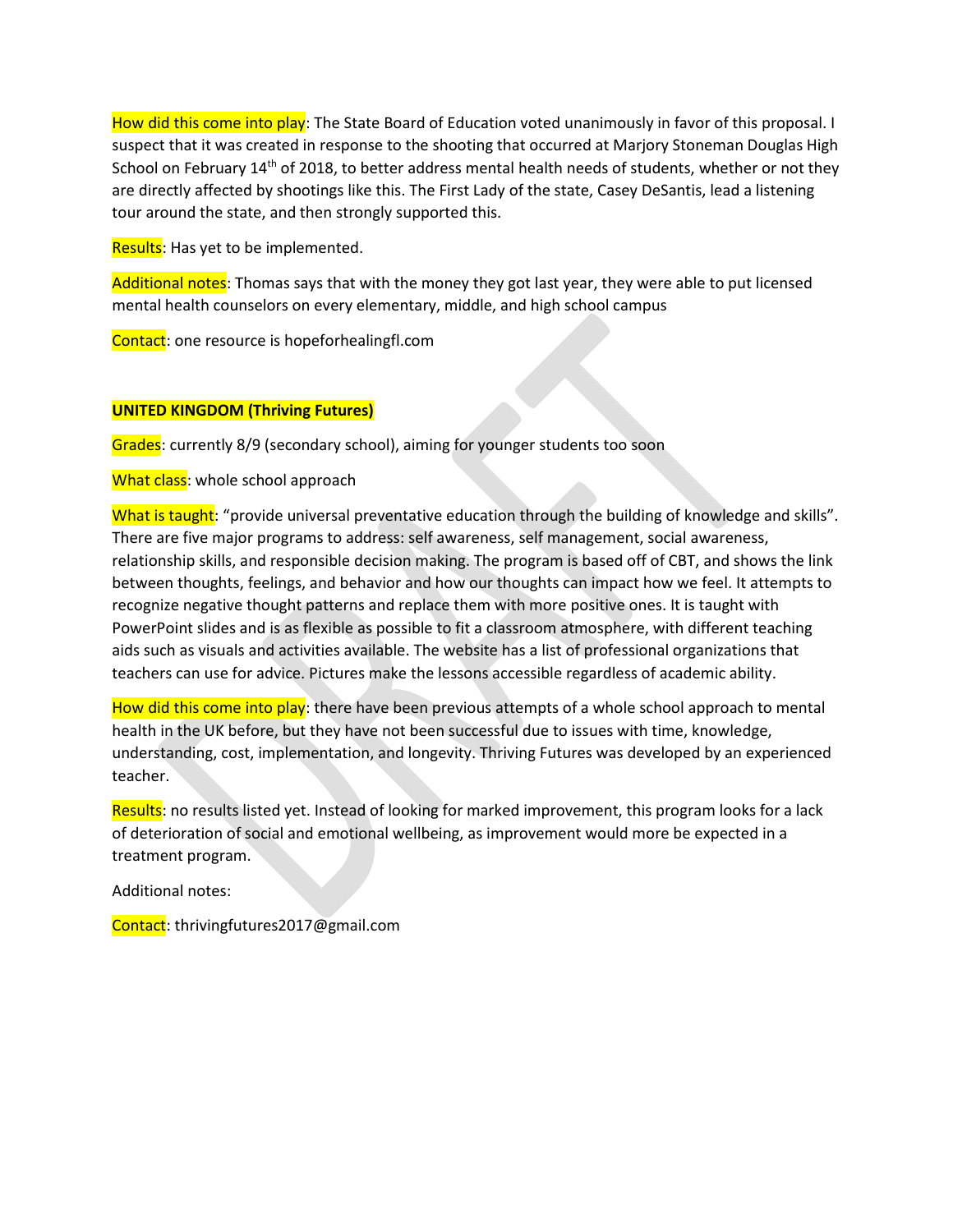How did this come into play: The State Board of Education voted unanimously in favor of this proposal. I suspect that it was created in response to the shooting that occurred at Marjory Stoneman Douglas High School on February 14th of 2018, to better address mental health needs of students, whether or not they are directly affected by shootings like this. The First Lady of the state, Casey DeSantis, lead a listening tour around the state, and then strongly supported this.

Results: Has yet to be implemented.

Additional notes: Thomas says that with the money they got last year, they were able to put licensed mental health counselors on every elementary, middle, and high school campus

Contact: one resource is hopeforhealingfl.com

**UNITED KINGDOM (Thriving Futures)**

Grades: currently 8/9 (secondary school), aiming for younger students too soon

What class: whole school approach

What is taught: "provide universal preventative education through the building of knowledge and skills". There are five major programs to address: self awareness, self management, social awareness, relationship skills, and responsible decision making. The program is based off of CBT, and shows the link between thoughts, feelings, and behavior and how our thoughts can impact how we feel. It attempts to recognize negative thought patterns and replace them with more positive ones. It is taught with PowerPoint slides and is as flexible as possible to fit a classroom atmosphere, with different teaching aids such as visuals and activities available. The website has a list of professional organizations that teachers can use for advice. Pictures make the lessons accessible regardless of academic ability.

How did this come into play: there have been previous attempts of a whole school approach to mental health in the UK before, but they have not been successful due to issues with time, knowledge, understanding, cost, implementation, and longevity. Thriving Futures was developed by an experienced teacher.

Results: no results listed yet. Instead of looking for marked improvement, this program looks for a lack of deterioration of social and emotional wellbeing, as improvement would more be expected in a treatment program.

Additional notes:

Contact: thrivingfutures2017@gmail.com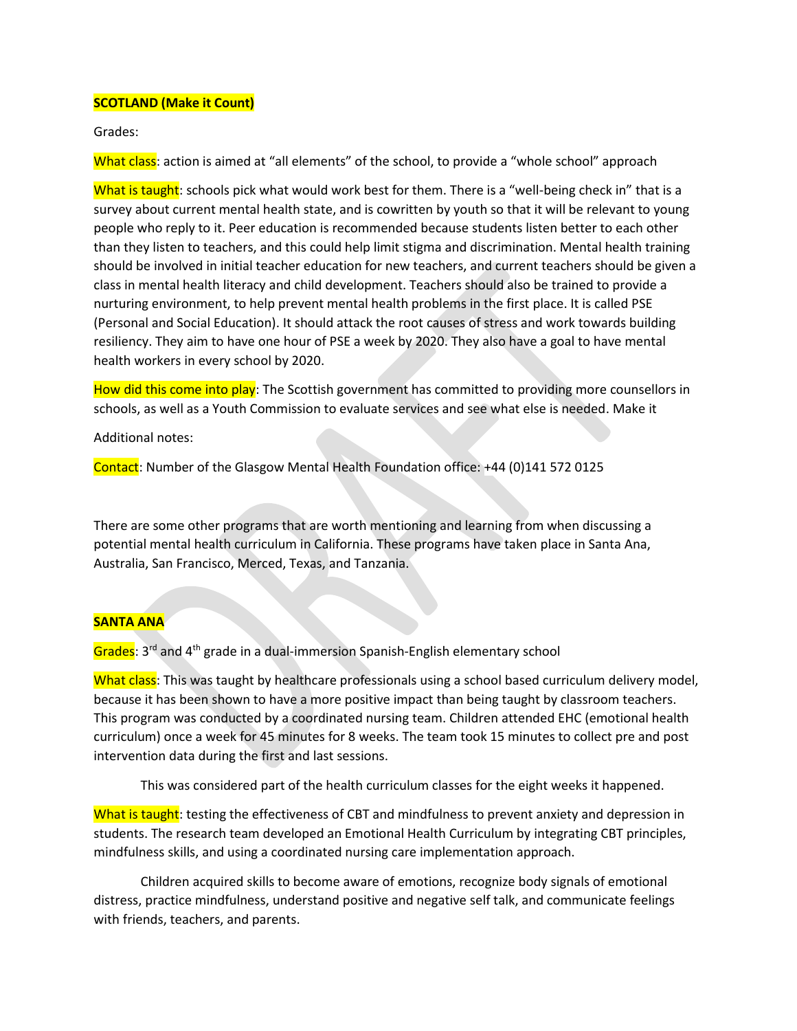**SCOTLAND (Make it Count)**

Grades:

What class: action is aimed at "all elements" of the school, to provide a "whole school" approach

What is taught: schools pick what would work best for them. There is a "well-being check in" that is a survey about current mental health state, and is cowritten by youth so that it will be relevant to young people who reply to it. Peer education is recommended because students listen better to each other than they listen to teachers, and this could help limit stigma and discrimination. Mental health training should be involved in initial teacher education for new teachers, and current teachers should be given a class in mental health literacy and child development. Teachers should also be trained to provide a nurturing environment, to help prevent mental health problems in the first place. It is called PSE (Personal and Social Education). It should attack the root causes of stress and work towards building resiliency. They aim to have one hour of PSE a week by 2020. They also have a goal to have mental health workers in every school by 2020.

How did this come into play: The Scottish government has committed to providing more counsellors in schools, as well as a Youth Commission to evaluate services and see what else is needed. Make it

Additional notes:

Contact: Number of the Glasgow Mental Health Foundation office: +44 (0)141 572 0125

There are some other programs that are worth mentioning and learning from when discussing a potential mental health curriculum in California. These programs have taken place in Santa Ana, Australia, San Francisco, Merced, Texas, and Tanzania.

**SANTA ANA**

Grades: 3rd and 4th grade in a dual-immersion Spanish-English elementary school

What class: This was taught by healthcare professionals using a school based curriculum delivery model, because it has been shown to have a more positive impact than being taught by classroom teachers. This program was conducted by a coordinated nursing team. Children attended EHC (emotional health curriculum) once a week for 45 minutes for 8 weeks. The team took 15 minutes to collect pre and post intervention data during the first and last sessions.

This was considered part of the health curriculum classes for the eight weeks it happened.

What is taught: testing the effectiveness of CBT and mindfulness to prevent anxiety and depression in students. The research team developed an Emotional Health Curriculum by integrating CBT principles, mindfulness skills, and using a coordinated nursing care implementation approach.

Children acquired skills to become aware of emotions, recognize body signals of emotional distress, practice mindfulness, understand positive and negative self talk, and communicate feelings with friends, teachers, and parents.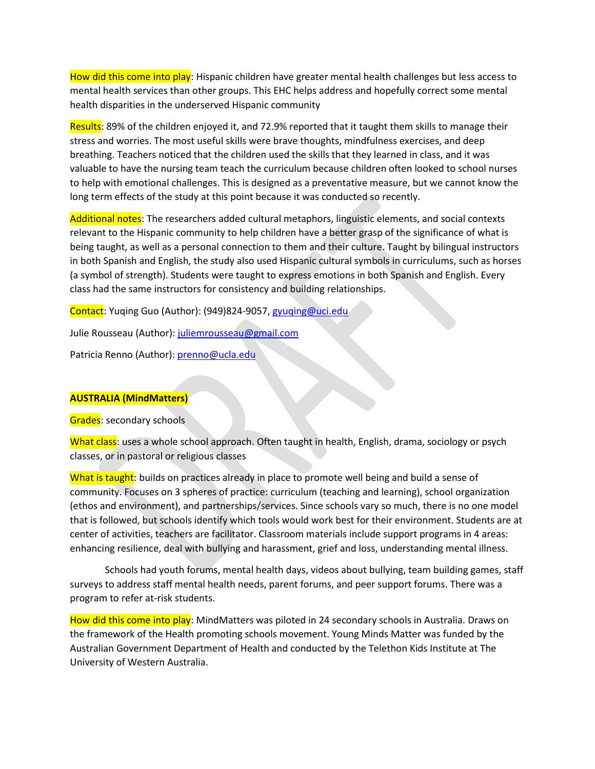How did this come into play: Hispanic children have greater mental health challenges but less access to mental health services than other groups. This EHC helps address and hopefully correct some mental health disparities in the underserved Hispanic community

Results: 89% of the children enjoyed it, and 72.9% reported that it taught them skills to manage their stress and worries. The most useful skills were brave thoughts, mindfulness exercises, and deep breathing. Teachers noticed that the children used the skills that they learned in class, and it was valuable to have the nursing team teach the curriculum because children often looked to school nurses to help with emotional challenges. This is designed as a preventative measure, but we cannot know the long term effects of the study at this point because it was conducted so recently.

Additional notes: The researchers added cultural metaphors, linguistic elements, and social contexts relevant to the Hispanic community to help children have a better grasp of the significance of what is being taught, as well as a personal connection to them and their culture. Taught by bilingual instructors in both Spanish and English, the study also used Hispanic cultural symbols in curriculums, such as horses (a symbol of strength). Students were taught to express emotions in both Spanish and English. Every class had the same instructors for consistency and building relationships.

Contact: Yuqing Guo (Author): (949)824-9057, gyuqing@uci.edu

Julie Rousseau (Author): juliemrousseau@gmail.com

Patricia Renno (Author): prenno@ucla.edu

**AUSTRALIA (MindMatters)**

Grades: secondary schools

What class: uses a whole school approach. Often taught in health, English, drama, sociology or psych classes, or in pastoral or religious classes

What is taught: builds on practices already in place to promote well being and build a sense of community. Focuses on 3 spheres of practice: curriculum (teaching and learning), school organization (ethos and environment), and partnerships/services. Since schools vary so much, there is no one model that is followed, but schools identify which tools would work best for their environment. Students are at center of activities, teachers are facilitator. Classroom materials include support programs in 4 areas: enhancing resilience, deal with bullying and harassment, grief and loss, understanding mental illness.

Schools had youth forums, mental health days, videos about bullying, team building games, staff surveys to address staff mental health needs, parent forums, and peer support forums. There was a program to refer at-risk students.

How did this come into play: MindMatters was piloted in 24 secondary schools in Australia. Draws on the framework of the Health promoting schools movement. Young Minds Matter was funded by the Australian Government Department of Health and conducted by the Telethon Kids Institute at The University of Western Australia.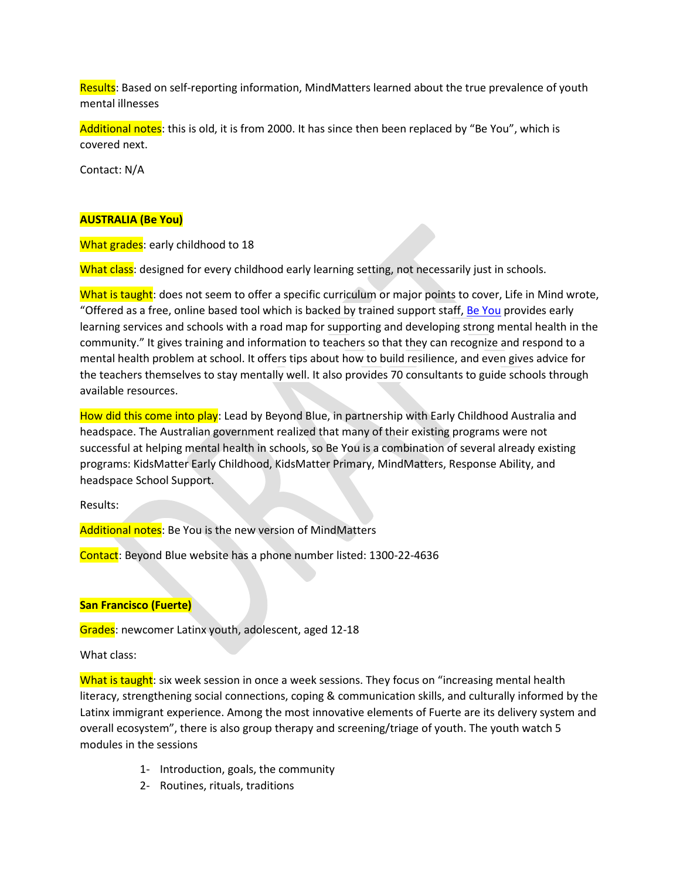Results: Based on self-reporting information, MindMatters learned about the true prevalence of youth mental illnesses

Additional notes: this is old, it is from 2000. It has since then been replaced by "Be You", which is covered next.

Contact: N/A

**AUSTRALIA (Be You)**

What grades: early childhood to 18

What class: designed for every childhood early learning setting, not necessarily just in schools.

What is taught: does not seem to offer a specific curriculum or major points to cover, Life in Mind wrote, "Offered as a free, online based tool which is backed by trained support staff, Be You provides early learning services and schools with a road map for supporting and developing strong mental health in the community." It gives training and information to teachers so that they can recognize and respond to a mental health problem at school. It offers tips about how to build resilience, and even gives advice for the teachers themselves to stay mentally well. It also provides 70 consultants to guide schools through available resources.

How did this come into play: Lead by Beyond Blue, in partnership with Early Childhood Australia and headspace. The Australian government realized that many of their existing programs were not successful at helping mental health in schools, so Be You is a combination of several already existing programs: KidsMatter Early Childhood, KidsMatter Primary, MindMatters, Response Ability, and headspace School Support.

Results:

Additional notes: Be You is the new version of MindMatters

Contact: Beyond Blue website has a phone number listed: 1300-22-4636

**San Francisco (Fuerte)**

Grades: newcomer Latinx youth, adolescent, aged 12-18

What class:

What is taught: six week session in once a week sessions. They focus on "increasing mental health literacy, strengthening social connections, coping & communication skills, and culturally informed by the Latinx immigrant experience. Among the most innovative elements of Fuerte are its delivery system and overall ecosystem", there is also group therapy and screening/triage of youth. The youth watch 5 modules in the sessions

1- Introduction, goals, the community
2- Routines, rituals, traditions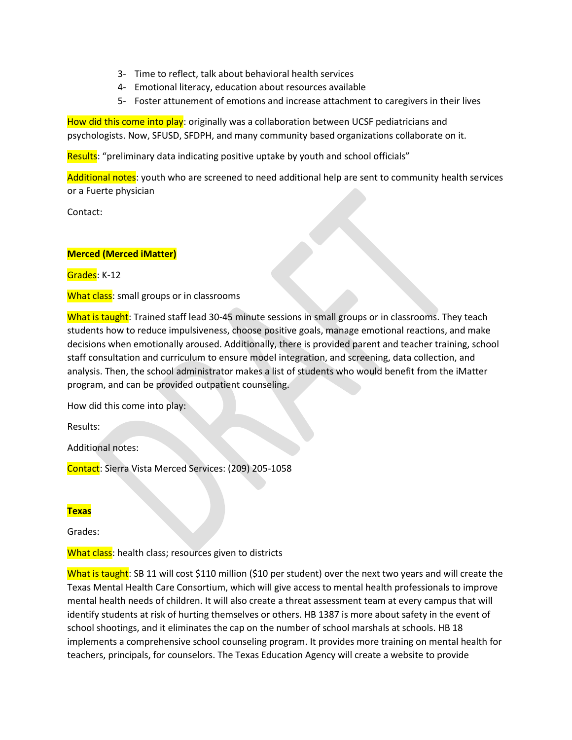3- Time to reflect, talk about behavioral health services
4- Emotional literacy, education about resources available
5- Foster attunement of emotions and increase attachment to caregivers in their lives

How did this come into play: originally was a collaboration between UCSF pediatricians and psychologists. Now, SFUSD, SFDPH, and many community based organizations collaborate on it.

Results: "preliminary data indicating positive uptake by youth and school officials"

Additional notes: youth who are screened to need additional help are sent to community health services or a Fuerte physician

Contact:

**Merced (Merced iMatter)**

Grades: K-12

What class: small groups or in classrooms

What is taught: Trained staff lead 30-45 minute sessions in small groups or in classrooms. They teach students how to reduce impulsiveness, choose positive goals, manage emotional reactions, and make decisions when emotionally aroused. Additionally, there is provided parent and teacher training, school staff consultation and curriculum to ensure model integration, and screening, data collection, and analysis. Then, the school administrator makes a list of students who would benefit from the iMatter program, and can be provided outpatient counseling.

How did this come into play:

Results:

Additional notes:

Contact: Sierra Vista Merced Services: (209) 205-1058

**Texas**

Grades:

What class: health class; resources given to districts

What is taught: SB 11 will cost $110 million ($10 per student) over the next two years and will create the Texas Mental Health Care Consortium, which will give access to mental health professionals to improve mental health needs of children. It will also create a threat assessment team at every campus that will identify students at risk of hurting themselves or others. HB 1387 is more about safety in the event of school shootings, and it eliminates the cap on the number of school marshals at schools. HB 18 implements a comprehensive school counseling program. It provides more training on mental health for teachers, principals, for counselors. The Texas Education Agency will create a website to provide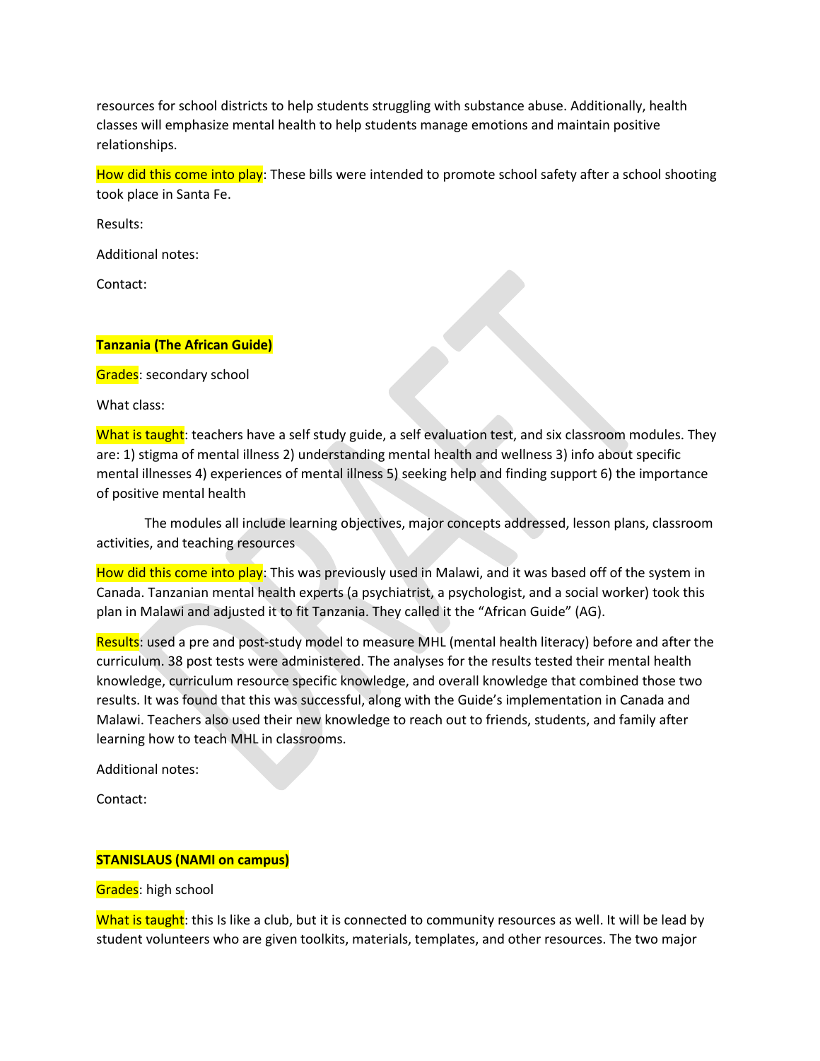resources for school districts to help students struggling with substance abuse. Additionally, health classes will emphasize mental health to help students manage emotions and maintain positive relationships.

How did this come into play: These bills were intended to promote school safety after a school shooting took place in Santa Fe.

Results:

Additional notes:

Contact:

**Tanzania (The African Guide)**

Grades: secondary school

What class:

What is taught: teachers have a self study guide, a self evaluation test, and six classroom modules. They are: 1) stigma of mental illness 2) understanding mental health and wellness 3) info about specific mental illnesses 4) experiences of mental illness 5) seeking help and finding support 6) the importance of positive mental health

The modules all include learning objectives, major concepts addressed, lesson plans, classroom activities, and teaching resources

How did this come into play: This was previously used in Malawi, and it was based off of the system in Canada. Tanzanian mental health experts (a psychiatrist, a psychologist, and a social worker) took this plan in Malawi and adjusted it to fit Tanzania. They called it the "African Guide" (AG).

Results: used a pre and post-study model to measure MHL (mental health literacy) before and after the curriculum. 38 post tests were administered. The analyses for the results tested their mental health knowledge, curriculum resource specific knowledge, and overall knowledge that combined those two results. It was found that this was successful, along with the Guide's implementation in Canada and Malawi. Teachers also used their new knowledge to reach out to friends, students, and family after learning how to teach MHL in classrooms.

Additional notes:

Contact:

**STANISLAUS (NAMI on campus)**

Grades: high school

What is taught: this Is like a club, but it is connected to community resources as well. It will be lead by student volunteers who are given toolkits, materials, templates, and other resources. The two major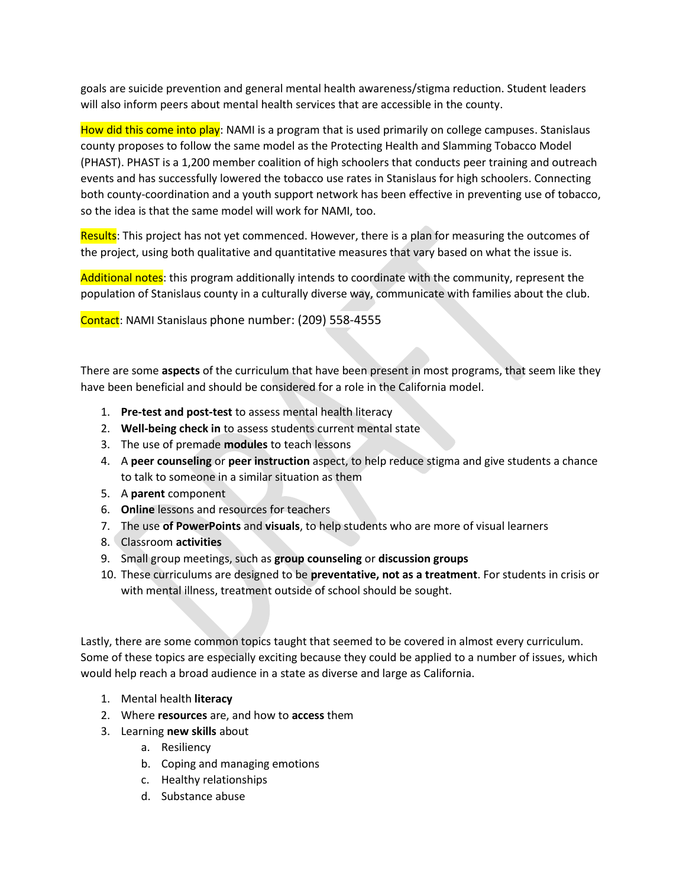goals are suicide prevention and general mental health awareness/stigma reduction. Student leaders will also inform peers about mental health services that are accessible in the county.

How did this come into play: NAMI is a program that is used primarily on college campuses. Stanislaus county proposes to follow the same model as the Protecting Health and Slamming Tobacco Model (PHAST). PHAST is a 1,200 member coalition of high schoolers that conducts peer training and outreach events and has successfully lowered the tobacco use rates in Stanislaus for high schoolers. Connecting both county-coordination and a youth support network has been effective in preventing use of tobacco, so the idea is that the same model will work for NAMI, too.

Results: This project has not yet commenced. However, there is a plan for measuring the outcomes of the project, using both qualitative and quantitative measures that vary based on what the issue is.

Additional notes: this program additionally intends to coordinate with the community, represent the population of Stanislaus county in a culturally diverse way, communicate with families about the club.

Contact: NAMI Stanislaus phone number: (209) 558-4555

There are some **aspects** of the curriculum that have been present in most programs, that seem like they have been beneficial and should be considered for a role in the California model.

1. **Pre-test and post-test** to assess mental health literacy
2. **Well-being check in** to assess students current mental state
3. The use of premade **modules** to teach lessons
4. A **peer counseling** or **peer instruction** aspect, to help reduce stigma and give students a chance to talk to someone in a similar situation as them
5. A **parent** component
6. **Online** lessons and resources for teachers
7. The use **of PowerPoints** and **visuals**, to help students who are more of visual learners
8. Classroom **activities**
9. Small group meetings, such as **group counseling** or **discussion groups**
10. These curriculums are designed to be **preventative, not as a treatment**. For students in crisis or with mental illness, treatment outside of school should be sought.

Lastly, there are some common topics taught that seemed to be covered in almost every curriculum. Some of these topics are especially exciting because they could be applied to a number of issues, which would help reach a broad audience in a state as diverse and large as California.

1. Mental health **literacy**
2. Where **resources** are, and how to **access** them
3. Learning **new skills** about
    a. Resiliency
    b. Coping and managing emotions
    c. Healthy relationships
    d. Substance abuse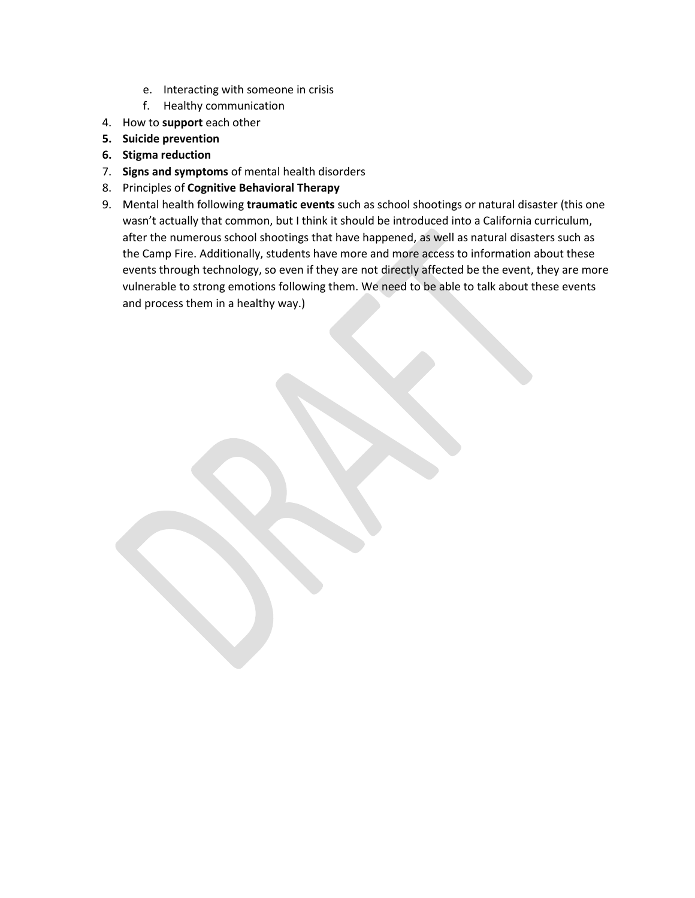e. Interacting with someone in crisis
   f. Healthy communication
4. How to **support** each other
5. **Suicide prevention**
6. **Stigma reduction**
7. **Signs and symptoms** of mental health disorders
8. Principles of **Cognitive Behavioral Therapy**
9. Mental health following **traumatic events** such as school shootings or natural disaster (this one wasn't actually that common, but I think it should be introduced into a California curriculum, after the numerous school shootings that have happened, as well as natural disasters such as the Camp Fire. Additionally, students have more and more access to information about these events through technology, so even if they are not directly affected be the event, they are more vulnerable to strong emotions following them. We need to be able to talk about these events and process them in a healthy way.)